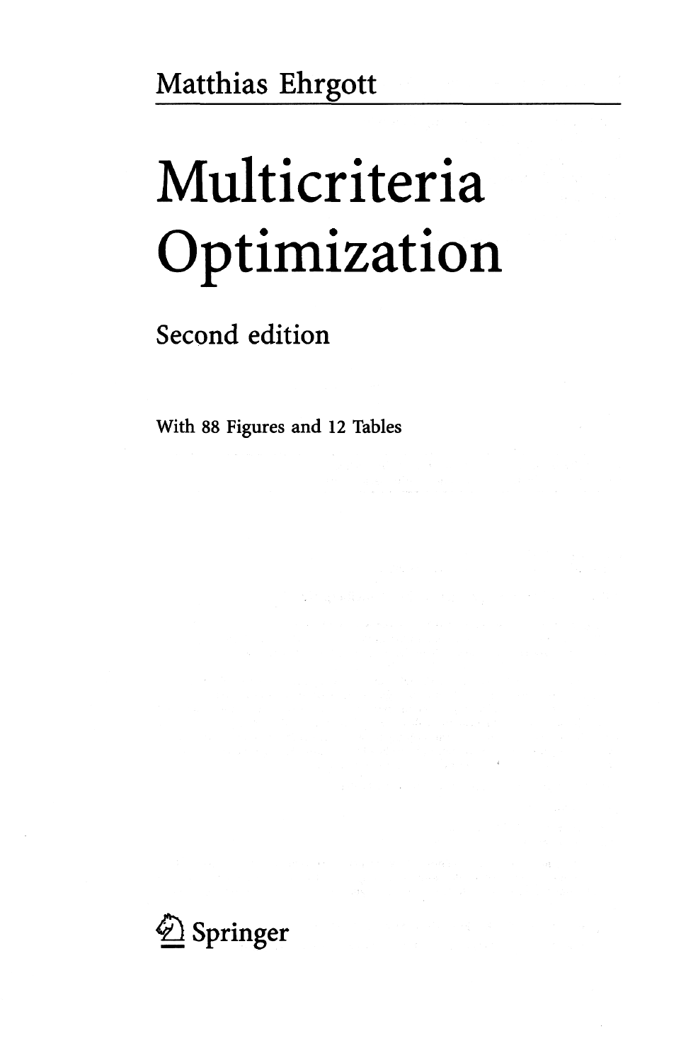Matthias Ehrgott

# Multicriteria Optimization

Second edition

With 88 Figures and 12 Tables

Springer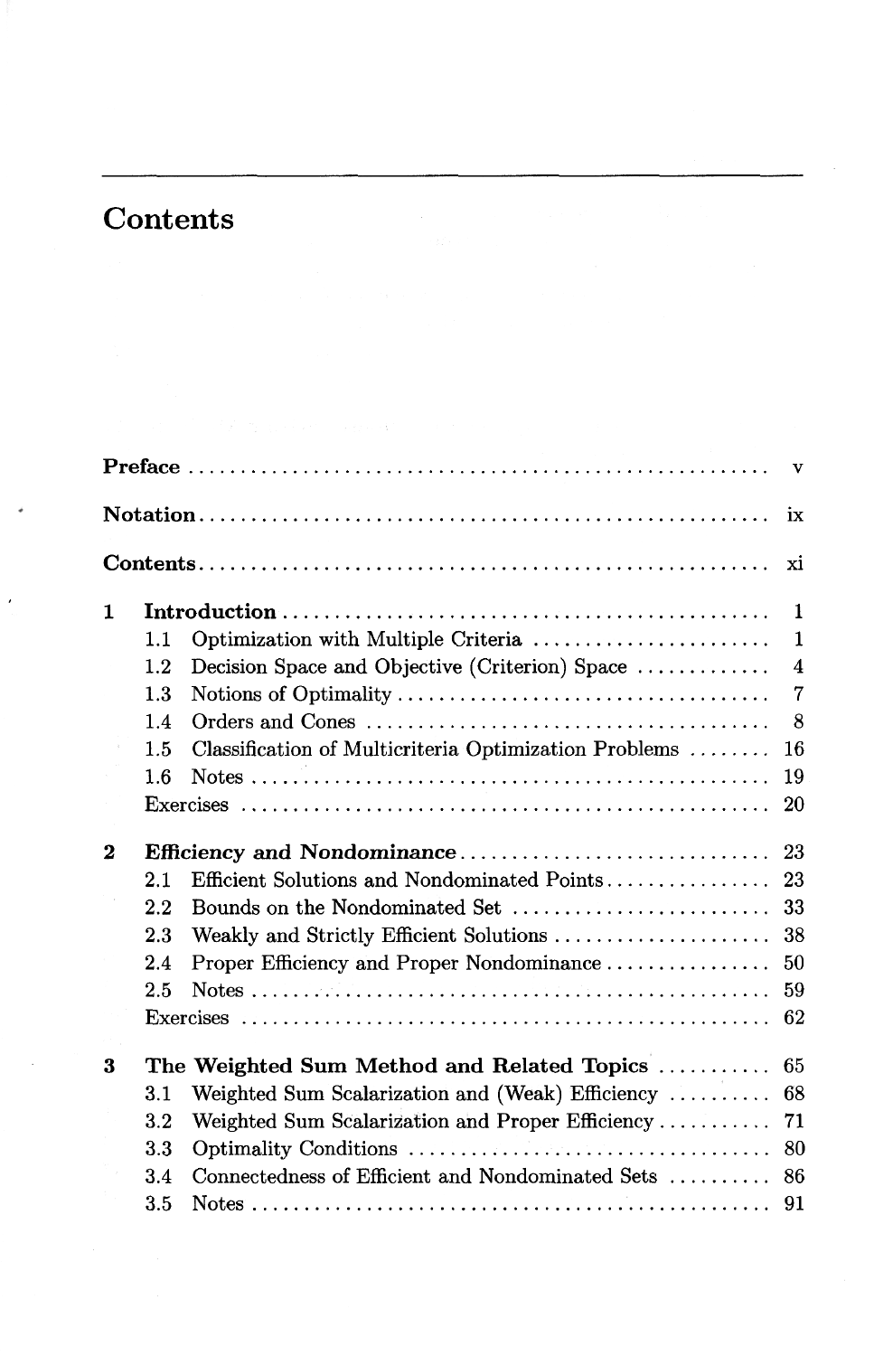# Contents

| | | |
|---|---|---|
| **Preface** | | v |
| **Notation** | | ix |
| **Contents** | | xi |
| **1** | **Introduction** | 1 |
| | 1.1 Optimization with Multiple Criteria | 1 |
| | 1.2 Decision Space and Objective (Criterion) Space | 4 |
| | 1.3 Notions of Optimality | 7 |
| | 1.4 Orders and Cones | 8 |
| | 1.5 Classification of Multicriteria Optimization Problems | 16 |
| | 1.6 Notes | 19 |
| | Exercises | 20 |
| **2** | **Efficiency and Nondominance** | 23 |
| | 2.1 Efficient Solutions and Nondominated Points | 23 |
| | 2.2 Bounds on the Nondominated Set | 33 |
| | 2.3 Weakly and Strictly Efficient Solutions | 38 |
| | 2.4 Proper Efficiency and Proper Nondominance | 50 |
| | 2.5 Notes | 59 |
| | Exercises | 62 |
| **3** | **The Weighted Sum Method and Related Topics** | 65 |
| | 3.1 Weighted Sum Scalarization and (Weak) Efficiency | 68 |
| | 3.2 Weighted Sum Scalarization and Proper Efficiency | 71 |
| | 3.3 Optimality Conditions | 80 |
| | 3.4 Connectedness of Efficient and Nondominated Sets | 86 |
| | 3.5 Notes | 91 |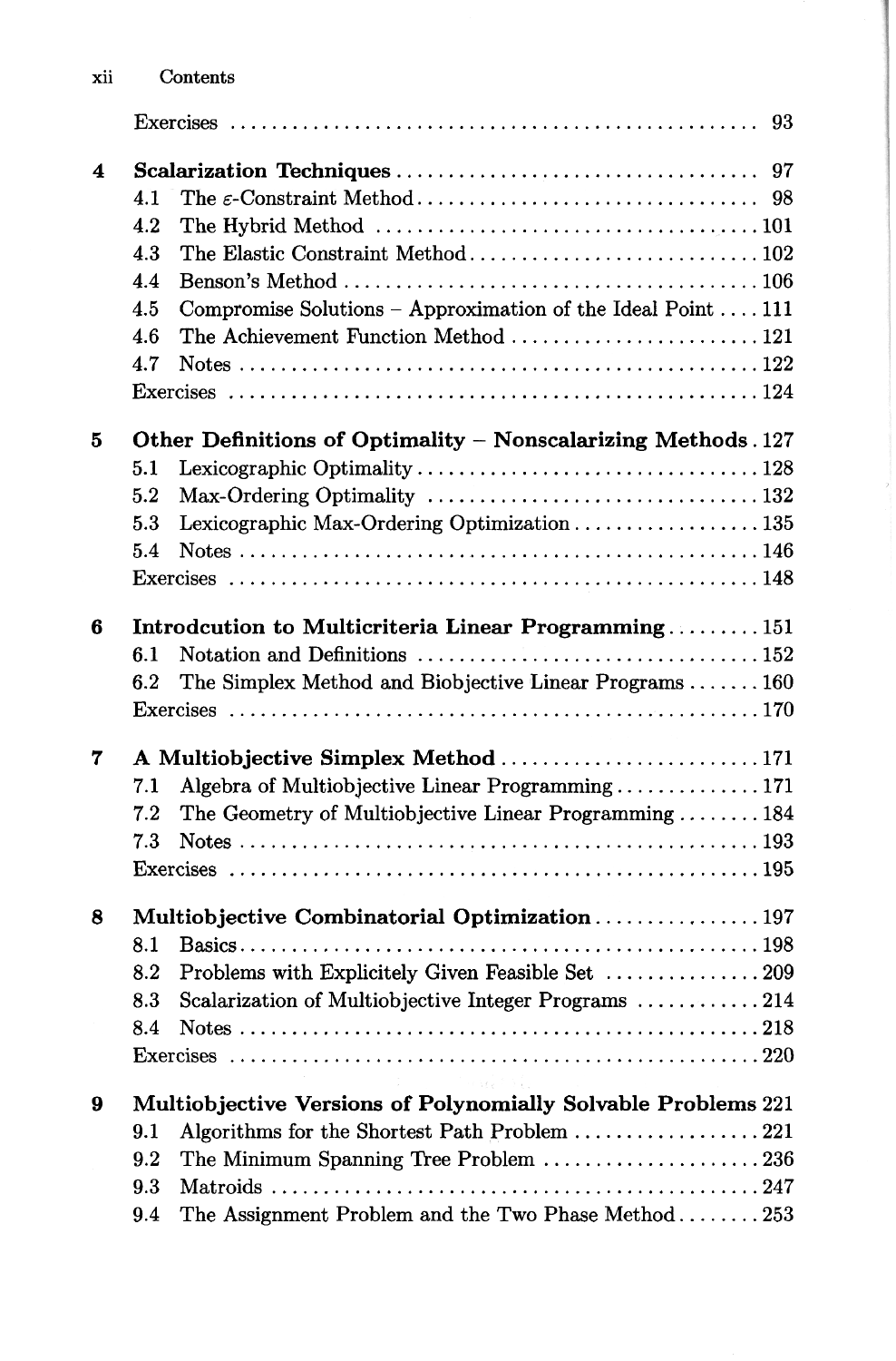Exercises ..... 93

**4 Scalarization Techniques** ..... 97

4.1 The $\varepsilon$-Constraint Method ..... 98

4.2 The Hybrid Method ..... 101

4.3 The Elastic Constraint Method ..... 102

4.4 Benson's Method ..... 106

4.5 Compromise Solutions – Approximation of the Ideal Point ..... 111

4.6 The Achievement Function Method ..... 121

4.7 Notes ..... 122

Exercises ..... 124

**5 Other Definitions of Optimality – Nonscalarizing Methods** ..... 127

5.1 Lexicographic Optimality ..... 128

5.2 Max-Ordering Optimality ..... 132

5.3 Lexicographic Max-Ordering Optimization ..... 135

5.4 Notes ..... 146

Exercises ..... 148

**6 Introdcution to Multicriteria Linear Programming** ..... 151

6.1 Notation and Definitions ..... 152

6.2 The Simplex Method and Biobjective Linear Programs ..... 160

Exercises ..... 170

**7 A Multiobjective Simplex Method** ..... 171

7.1 Algebra of Multiobjective Linear Programming ..... 171

7.2 The Geometry of Multiobjective Linear Programming ..... 184

7.3 Notes ..... 193

Exercises ..... 195

**8 Multiobjective Combinatorial Optimization** ..... 197

8.1 Basics ..... 198

8.2 Problems with Explicitely Given Feasible Set ..... 209

8.3 Scalarization of Multiobjective Integer Programs ..... 214

8.4 Notes ..... 218

Exercises ..... 220

**9 Multiobjective Versions of Polynomially Solvable Problems** 221

9.1 Algorithms for the Shortest Path Problem ..... 221

9.2 The Minimum Spanning Tree Problem ..... 236

9.3 Matroids ..... 247

9.4 The Assignment Problem and the Two Phase Method ..... 253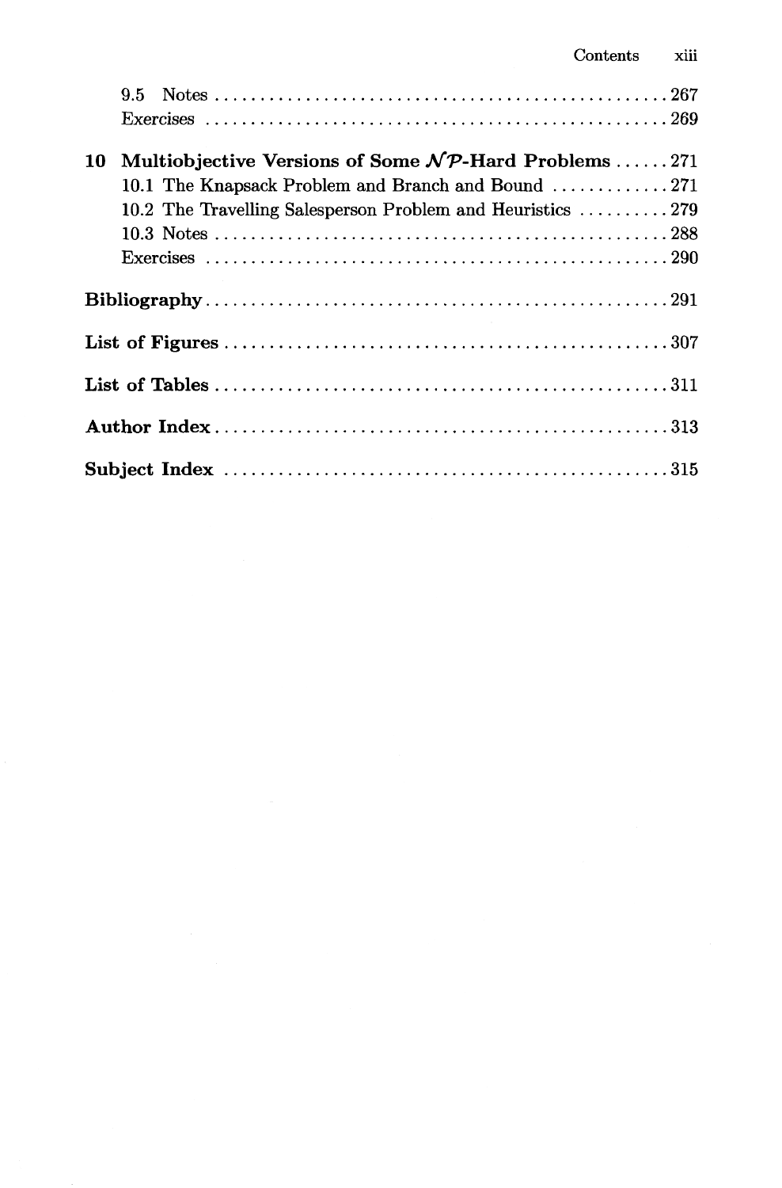9.5 Notes ... 267

Exercises ... 269

**10 Multiobjective Versions of Some $\mathcal{NP}$-Hard Problems** ... 271

10.1 The Knapsack Problem and Branch and Bound ... 271

10.2 The Travelling Salesperson Problem and Heuristics ... 279

10.3 Notes ... 288

Exercises ... 290

**Bibliography** ... 291

**List of Figures** ... 307

**List of Tables** ... 311

**Author Index** ... 313

**Subject Index** ... 315